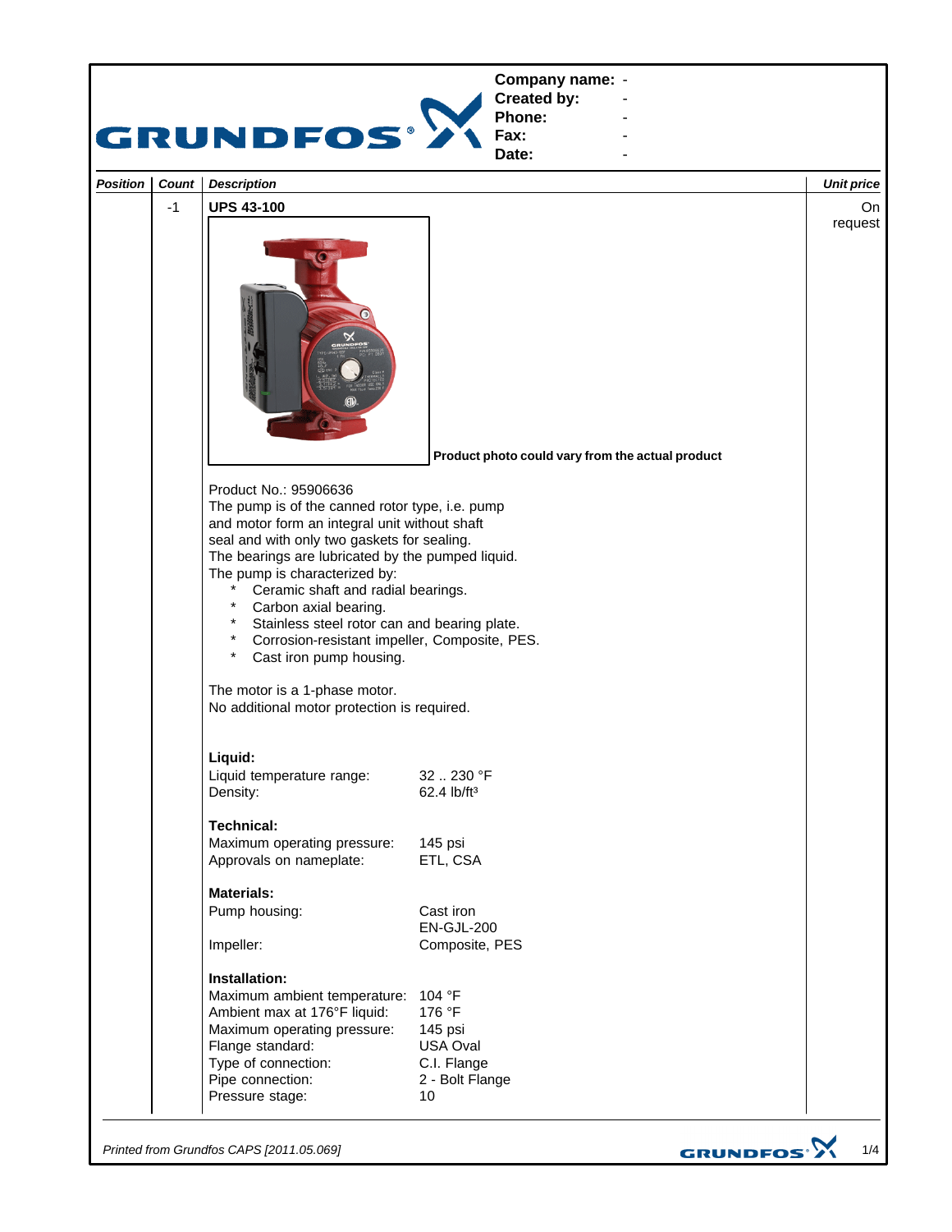**Company name:** -
**Created by:** -
**Phone:** -
**Fax:** -
**Date:** -

| *Position* | *Count* | *Description* | *Unit price* |
|---|---|---|---|
| | -1 | **UPS 43-100** | On request |

**Product photo could vary from the actual product**

Product No.: 95906636

The pump is of the canned rotor type, i.e. pump and motor form an integral unit without shaft seal and with only two gaskets for sealing.

The bearings are lubricated by the pumped liquid.

The pump is characterized by:

- Ceramic shaft and radial bearings.
- Carbon axial bearing.
- Stainless steel rotor can and bearing plate.
- Corrosion-resistant impeller, Composite, PES.
- Cast iron pump housing.

The motor is a 1-phase motor.

No additional motor protection is required.

**Liquid:**

| | |
|---|---|
| Liquid temperature range: | 32 .. 230 °F |
| Density: | 62.4 lb/ft³ |

**Technical:**

| | |
|---|---|
| Maximum operating pressure: | 145 psi |
| Approvals on nameplate: | ETL, CSA |

**Materials:**

| | |
|---|---|
| Pump housing: | Cast iron EN-GJL-200 |
| Impeller: | Composite, PES |

**Installation:**

| | |
|---|---|
| Maximum ambient temperature: | 104 °F |
| Ambient max at 176°F liquid: | 176 °F |
| Maximum operating pressure: | 145 psi |
| Flange standard: | USA Oval |
| Type of connection: | C.I. Flange |
| Pipe connection: | 2 - Bolt Flange |
| Pressure stage: | 10 |

*Printed from Grundfos CAPS [2011.05.069]*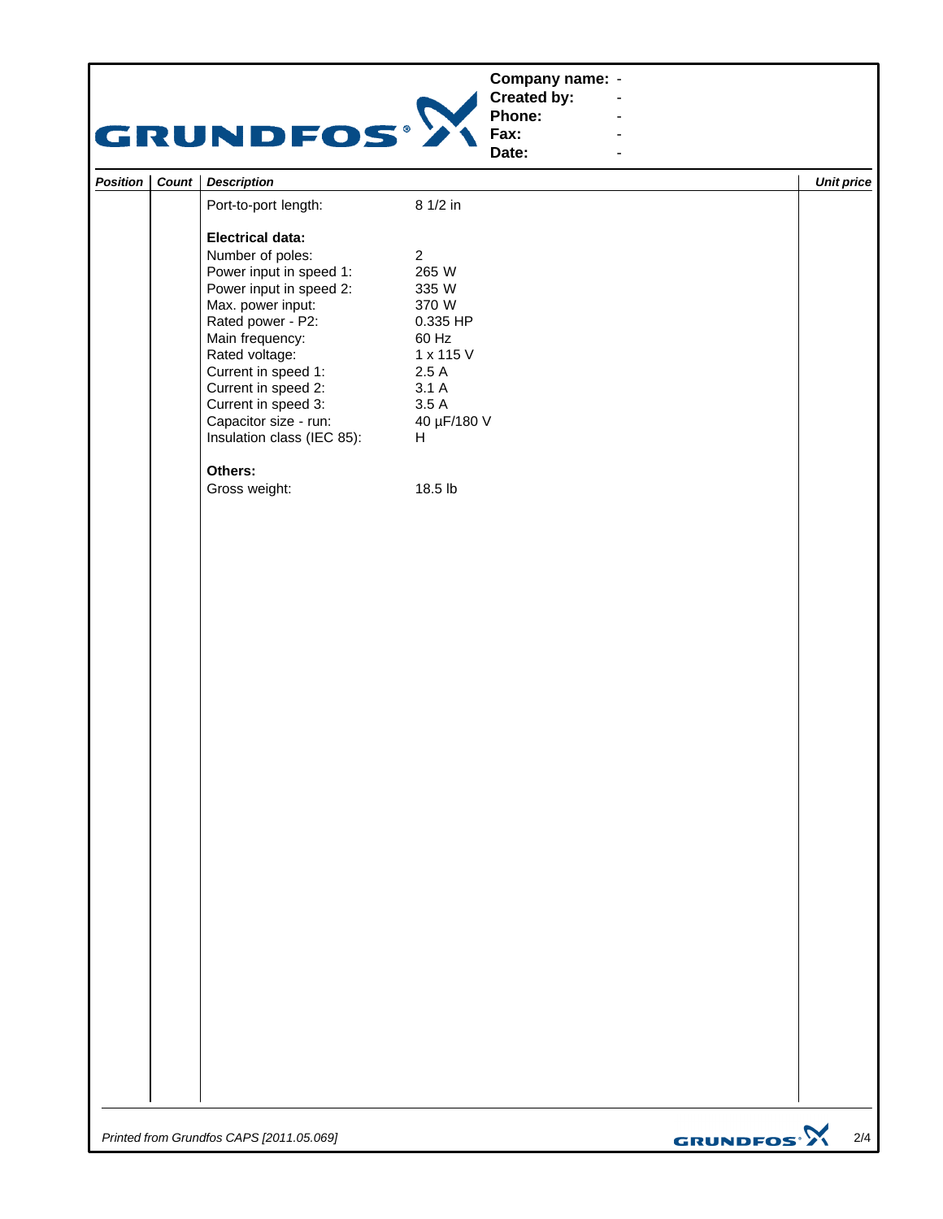| | |
|---|---|
| **Company name:** | - |
| **Created by:** | - |
| **Phone:** | - |
| **Fax:** | - |
| **Date:** | - |

| *Position* | *Count* | *Description* | | *Unit price* |
|---|---|---|---|---|
| | | Port-to-port length: | 8 1/2 in | |
| | | **Electrical data:** | | |
| | | Number of poles: | 2 | |
| | | Power input in speed 1: | 265 W | |
| | | Power input in speed 2: | 335 W | |
| | | Max. power input: | 370 W | |
| | | Rated power - P2: | 0.335 HP | |
| | | Main frequency: | 60 Hz | |
| | | Rated voltage: | 1 x 115 V | |
| | | Current in speed 1: | 2.5 A | |
| | | Current in speed 2: | 3.1 A | |
| | | Current in speed 3: | 3.5 A | |
| | | Capacitor size - run: | 40 µF/180 V | |
| | | Insulation class (IEC 85): | H | |
| | | **Others:** | | |
| | | Gross weight: | 18.5 lb | |

*Printed from Grundfos CAPS [2011.05.069]*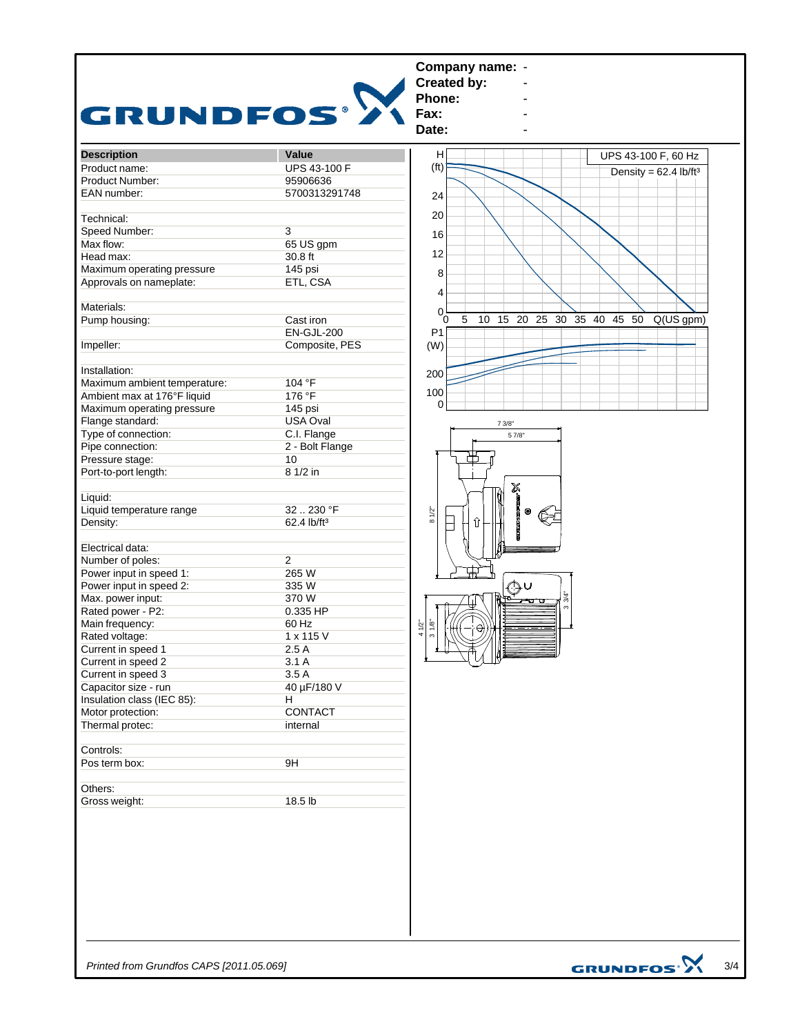**Company name:** -
**Created by:** -
**Phone:** -
**Fax:** -
**Date:** -

| Description | Value |
|---|---|
| Product name: | UPS 43-100 F |
| Product Number: | 95906636 |
| EAN number: | 5700313291748 |
| | |
| Technical: | |
| Speed Number: | 3 |
| Max flow: | 65 US gpm |
| Head max: | 30.8 ft |
| Maximum operating pressure | 145 psi |
| Approvals on nameplate: | ETL, CSA |
| | |
| Materials: | |
| Pump housing: | Cast iron |
| | EN-GJL-200 |
| Impeller: | Composite, PES |
| | |
| Installation: | |
| Maximum ambient temperature: | 104 °F |
| Ambient max at 176°F liquid | 176 °F |
| Maximum operating pressure | 145 psi |
| Flange standard: | USA Oval |
| Type of connection: | C.I. Flange |
| Pipe connection: | 2 - Bolt Flange |
| Pressure stage: | 10 |
| Port-to-port length: | 8 1/2 in |
| | |
| Liquid: | |
| Liquid temperature range | 32 .. 230 °F |
| Density: | 62.4 lb/ft³ |
| | |
| Electrical data: | |
| Number of poles: | 2 |
| Power input in speed 1: | 265 W |
| Power input in speed 2: | 335 W |
| Max. power input: | 370 W |
| Rated power - P2: | 0.335 HP |
| Main frequency: | 60 Hz |
| Rated voltage: | 1 x 115 V |
| Current in speed 1 | 2.5 A |
| Current in speed 2 | 3.1 A |
| Current in speed 3 | 3.5 A |
| Capacitor size - run | 40 µF/180 V |
| Insulation class (IEC 85): | H |
| Motor protection: | CONTACT |
| Thermal protec: | internal |
| | |
| Controls: | |
| Pos term box: | 9H |
| | |
| Others: | |
| Gross weight: | 18.5 lb |

UPS 43-100 F, 60 Hz
Density = 62.4 lb/ft³

*Printed from Grundfos CAPS [2011.05.069]*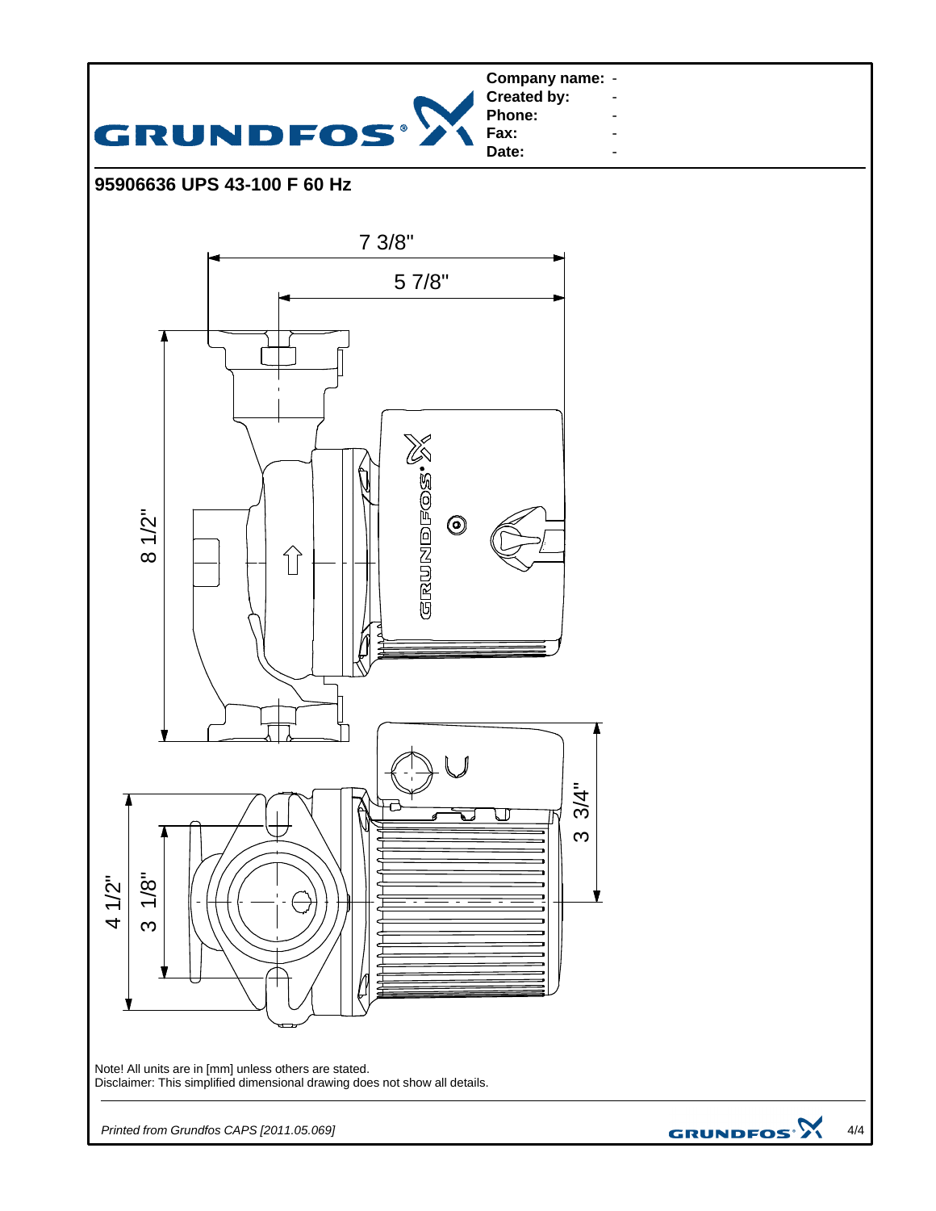GRUNDFOS

**Company name:** -
**Created by:** -
**Phone:** -
**Fax:** -
**Date:** -

## 95906636 UPS 43-100 F 60 Hz

7 3/8"

5 7/8"

8 1/2"

3 3/4"

4 1/2"

3 1/8"

Note! All units are in [mm] unless others are stated.
Disclaimer: This simplified dimensional drawing does not show all details.

*Printed from Grundfos CAPS [2011.05.069]*